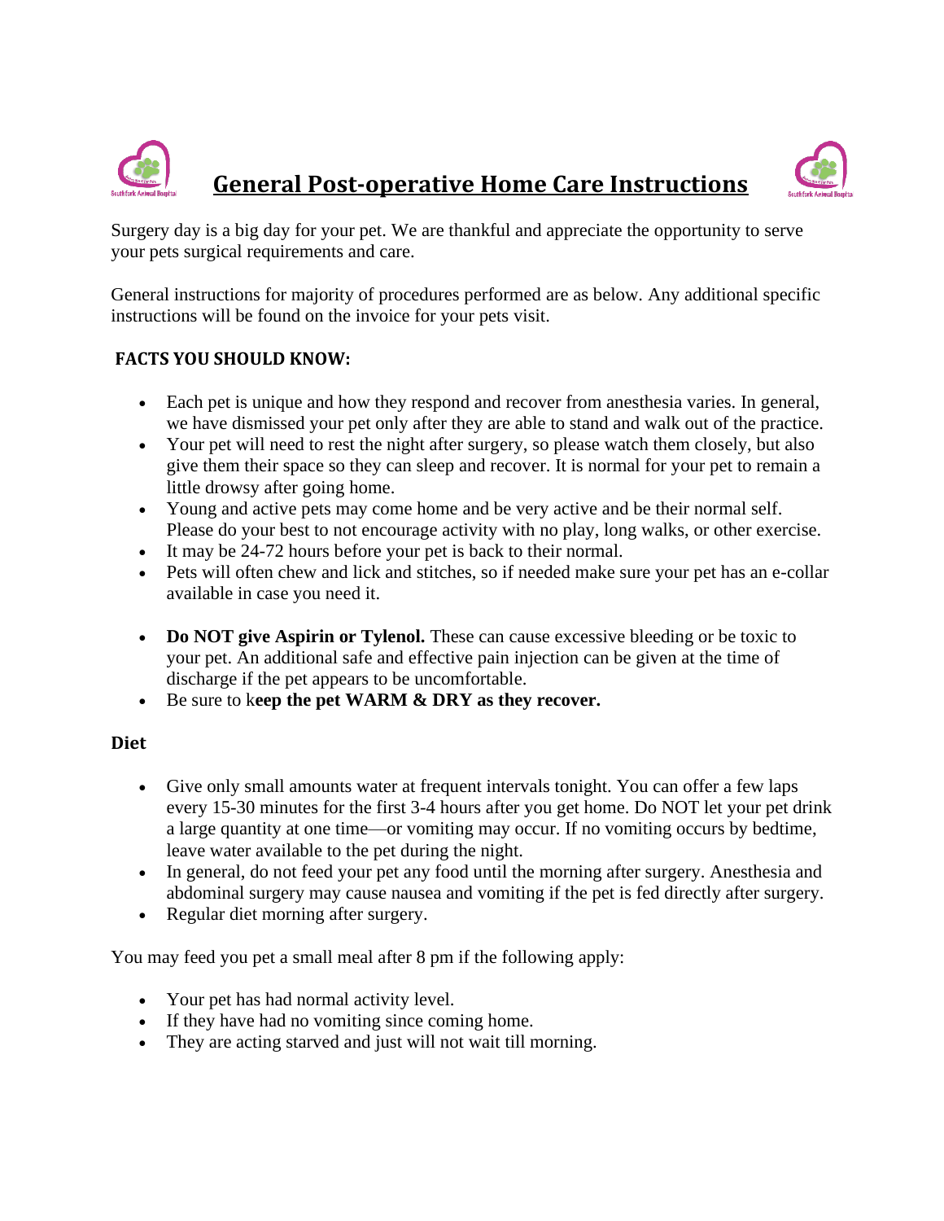# General Post-operative Home Care Instructions

Surgery day is a big day for your pet. We are thankful and appreciate the opportunity to serve your pets surgical requirements and care.

General instructions for majority of procedures performed are as below. Any additional specific instructions will be found on the invoice for your pets visit.

## FACTS YOU SHOULD KNOW:

- Each pet is unique and how they respond and recover from anesthesia varies. In general, we have dismissed your pet only after they are able to stand and walk out of the practice.
- Your pet will need to rest the night after surgery, so please watch them closely, but also give them their space so they can sleep and recover. It is normal for your pet to remain a little drowsy after going home.
- Young and active pets may come home and be very active and be their normal self. Please do your best to not encourage activity with no play, long walks, or other exercise.
- It may be 24-72 hours before your pet is back to their normal.
- Pets will often chew and lick and stitches, so if needed make sure your pet has an e-collar available in case you need it.

- **Do NOT give Aspirin or Tylenol.** These can cause excessive bleeding or be toxic to your pet. An additional safe and effective pain injection can be given at the time of discharge if the pet appears to be uncomfortable.
- Be sure to k**eep the pet WARM & DRY as they recover.**

## Diet

- Give only small amounts water at frequent intervals tonight. You can offer a few laps every 15-30 minutes for the first 3-4 hours after you get home. Do NOT let your pet drink a large quantity at one time—or vomiting may occur. If no vomiting occurs by bedtime, leave water available to the pet during the night.
- In general, do not feed your pet any food until the morning after surgery. Anesthesia and abdominal surgery may cause nausea and vomiting if the pet is fed directly after surgery.
- Regular diet morning after surgery.

You may feed you pet a small meal after 8 pm if the following apply:

- Your pet has had normal activity level.
- If they have had no vomiting since coming home.
- They are acting starved and just will not wait till morning.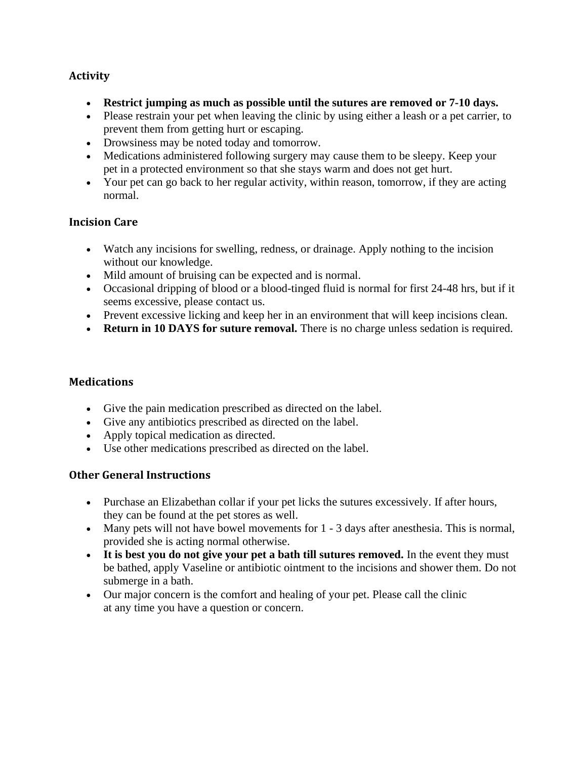## Activity

- **Restrict jumping as much as possible until the sutures are removed or 7-10 days.**
- Please restrain your pet when leaving the clinic by using either a leash or a pet carrier, to prevent them from getting hurt or escaping.
- Drowsiness may be noted today and tomorrow.
- Medications administered following surgery may cause them to be sleepy. Keep your pet in a protected environment so that she stays warm and does not get hurt.
- Your pet can go back to her regular activity, within reason, tomorrow, if they are acting normal.

## Incision Care

- Watch any incisions for swelling, redness, or drainage. Apply nothing to the incision without our knowledge.
- Mild amount of bruising can be expected and is normal.
- Occasional dripping of blood or a blood-tinged fluid is normal for first 24-48 hrs, but if it seems excessive, please contact us.
- Prevent excessive licking and keep her in an environment that will keep incisions clean.
- **Return in 10 DAYS for suture removal.** There is no charge unless sedation is required.

## Medications

- Give the pain medication prescribed as directed on the label.
- Give any antibiotics prescribed as directed on the label.
- Apply topical medication as directed.
- Use other medications prescribed as directed on the label.

## Other General Instructions

- Purchase an Elizabethan collar if your pet licks the sutures excessively. If after hours, they can be found at the pet stores as well.
- Many pets will not have bowel movements for 1 - 3 days after anesthesia. This is normal, provided she is acting normal otherwise.
- **It is best you do not give your pet a bath till sutures removed.** In the event they must be bathed, apply Vaseline or antibiotic ointment to the incisions and shower them. Do not submerge in a bath.
- Our major concern is the comfort and healing of your pet. Please call the clinic at any time you have a question or concern.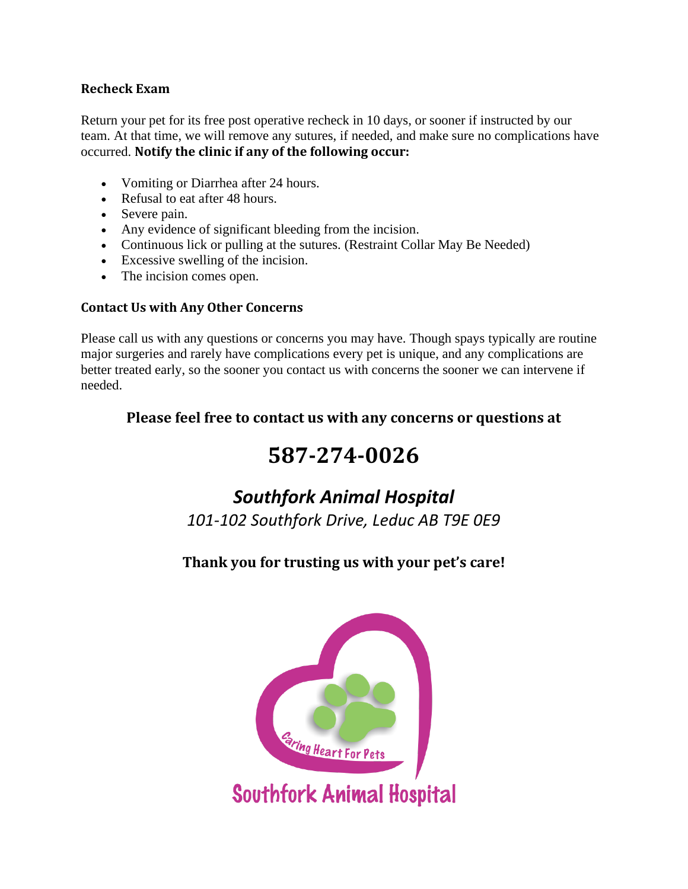### Recheck Exam

Return your pet for its free post operative recheck in 10 days, or sooner if instructed by our team. At that time, we will remove any sutures, if needed, and make sure no complications have occurred. **Notify the clinic if any of the following occur:**

- Vomiting or Diarrhea after 24 hours.
- Refusal to eat after 48 hours.
- Severe pain.
- Any evidence of significant bleeding from the incision.
- Continuous lick or pulling at the sutures. (Restraint Collar May Be Needed)
- Excessive swelling of the incision.
- The incision comes open.

### Contact Us with Any Other Concerns

Please call us with any questions or concerns you may have. Though spays typically are routine major surgeries and rarely have complications every pet is unique, and any complications are better treated early, so the sooner you contact us with concerns the sooner we can intervene if needed.

**Please feel free to contact us with any concerns or questions at**

# 587-274-0026

## *Southfork Animal Hospital*

*101-102 Southfork Drive, Leduc AB T9E 0E9*

**Thank you for trusting us with your pet's care!**

Caring Heart For Pets

Southfork Animal Hospital